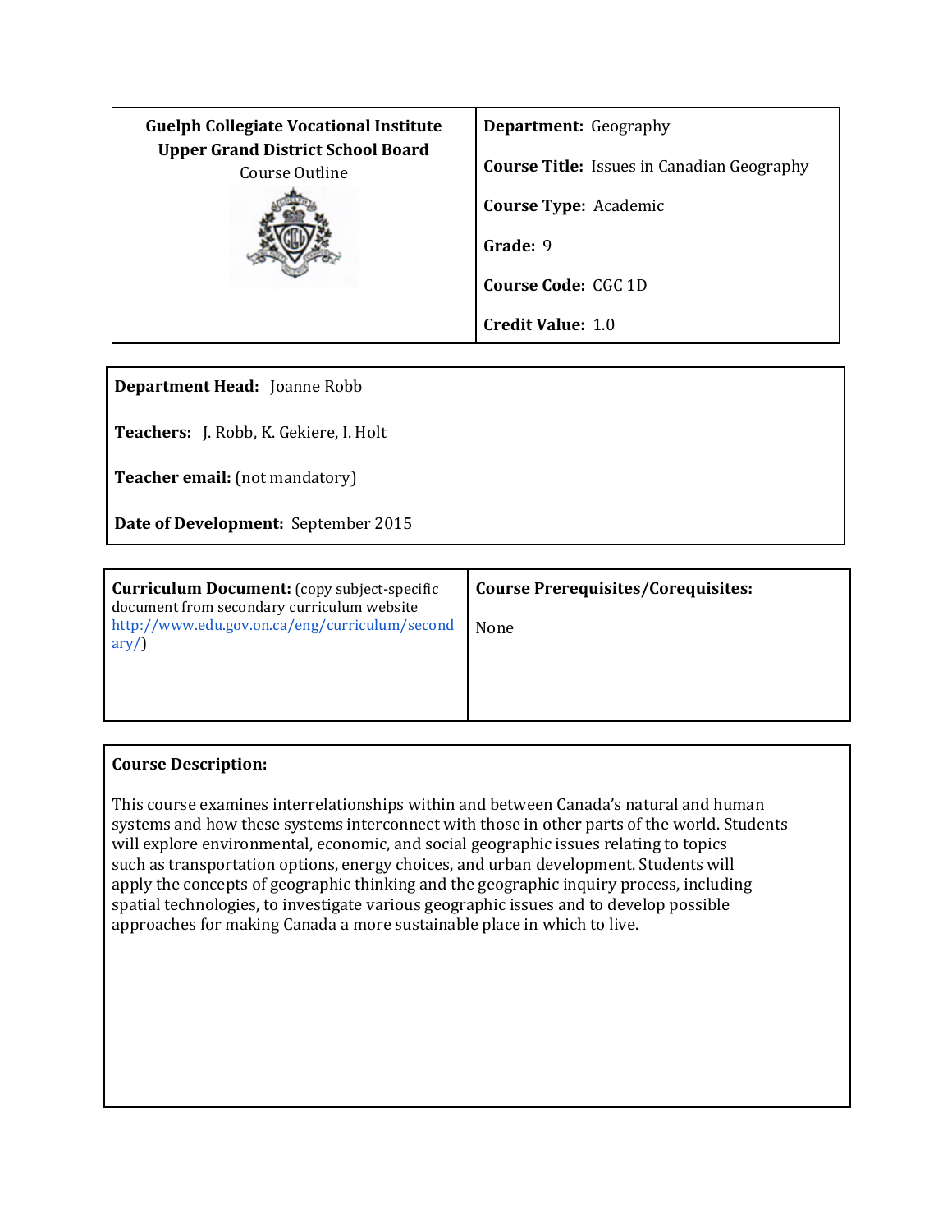| Guelph Collegiate Vocational Institute<br>Upper Grand District School Board<br>Course Outline | **Department:** Geography<br><br>**Course Title:** Issues in Canadian Geography<br><br>**Course Type:** Academic<br><br>**Grade:** 9<br><br>**Course Code:** CGC 1D<br><br>**Credit Value:** 1.0 |
|---|---|

**Department Head:** Joanne Robb

**Teachers:** J. Robb, K. Gekiere, I. Holt

**Teacher email:** (not mandatory)

**Date of Development:** September 2015

| **Curriculum Document:** (copy subject-specific document from secondary curriculum website http://www.edu.gov.on.ca/eng/curriculum/secondary/) | **Course Prerequisites/Corequisites:**<br><br>None |
|---|---|

**Course Description:**

This course examines interrelationships within and between Canada's natural and human systems and how these systems interconnect with those in other parts of the world. Students will explore environmental, economic, and social geographic issues relating to topics such as transportation options, energy choices, and urban development. Students will apply the concepts of geographic thinking and the geographic inquiry process, including spatial technologies, to investigate various geographic issues and to develop possible approaches for making Canada a more sustainable place in which to live.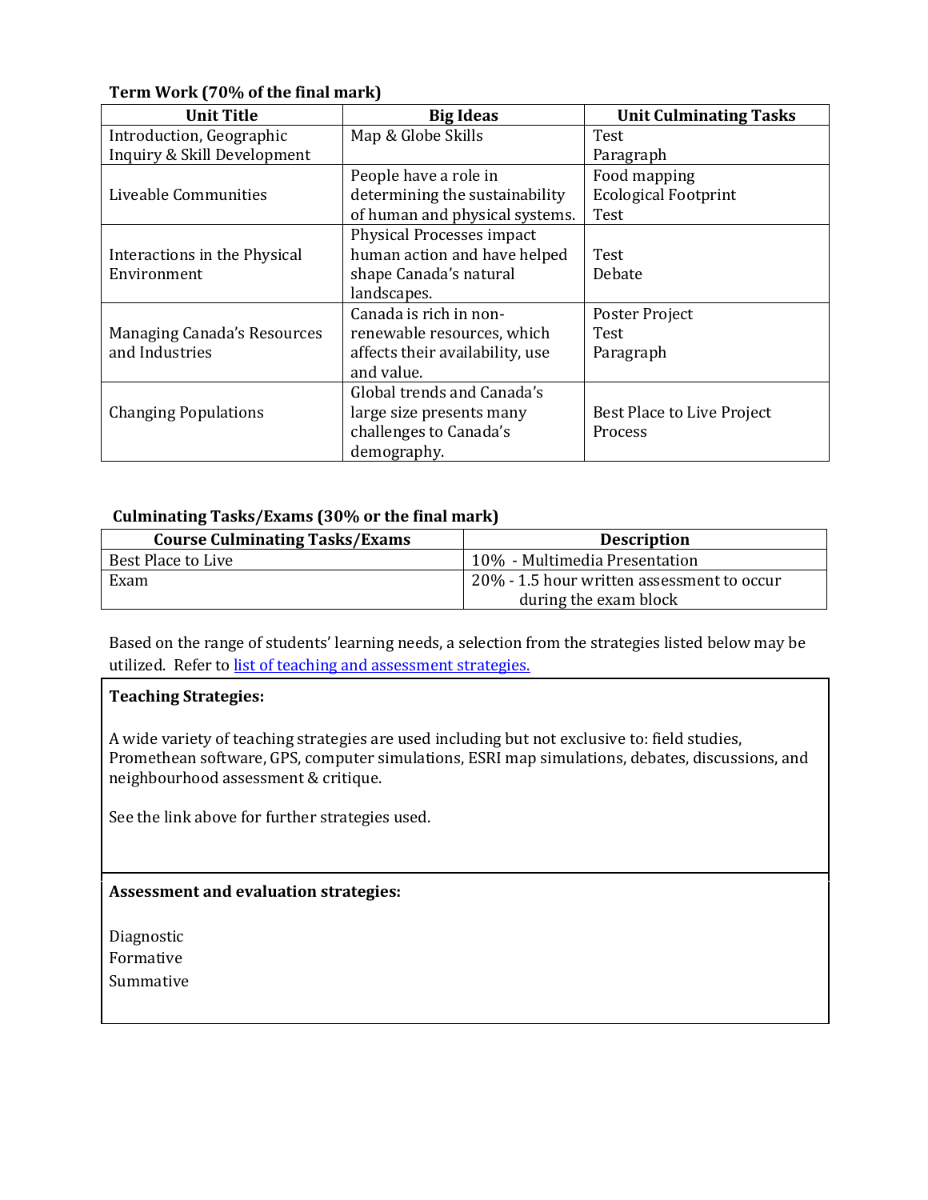**Term Work (70% of the final mark)**

| Unit Title | Big Ideas | Unit Culminating Tasks |
|---|---|---|
| Introduction, Geographic Inquiry & Skill Development | Map & Globe Skills | Test<br>Paragraph |
| Liveable Communities | People have a role in determining the sustainability of human and physical systems. | Food mapping<br>Ecological Footprint<br>Test |
| Interactions in the Physical Environment | Physical Processes impact human action and have helped shape Canada's natural landscapes. | Test<br>Debate |
| Managing Canada's Resources and Industries | Canada is rich in non-renewable resources, which affects their availability, use and value. | Poster Project<br>Test<br>Paragraph |
| Changing Populations | Global trends and Canada's large size presents many challenges to Canada's demography. | Best Place to Live Project Process |

**Culminating Tasks/Exams (30% or the final mark)**

| Course Culminating Tasks/Exams | Description |
|---|---|
| Best Place to Live | 10% - Multimedia Presentation |
| Exam | 20% - 1.5 hour written assessment to occur during the exam block |

Based on the range of students' learning needs, a selection from the strategies listed below may be utilized. Refer to list of teaching and assessment strategies.

**Teaching Strategies:**

A wide variety of teaching strategies are used including but not exclusive to: field studies, Promethean software, GPS, computer simulations, ESRI map simulations, debates, discussions, and neighbourhood assessment & critique.

See the link above for further strategies used.

**Assessment and evaluation strategies:**

Diagnostic
Formative
Summative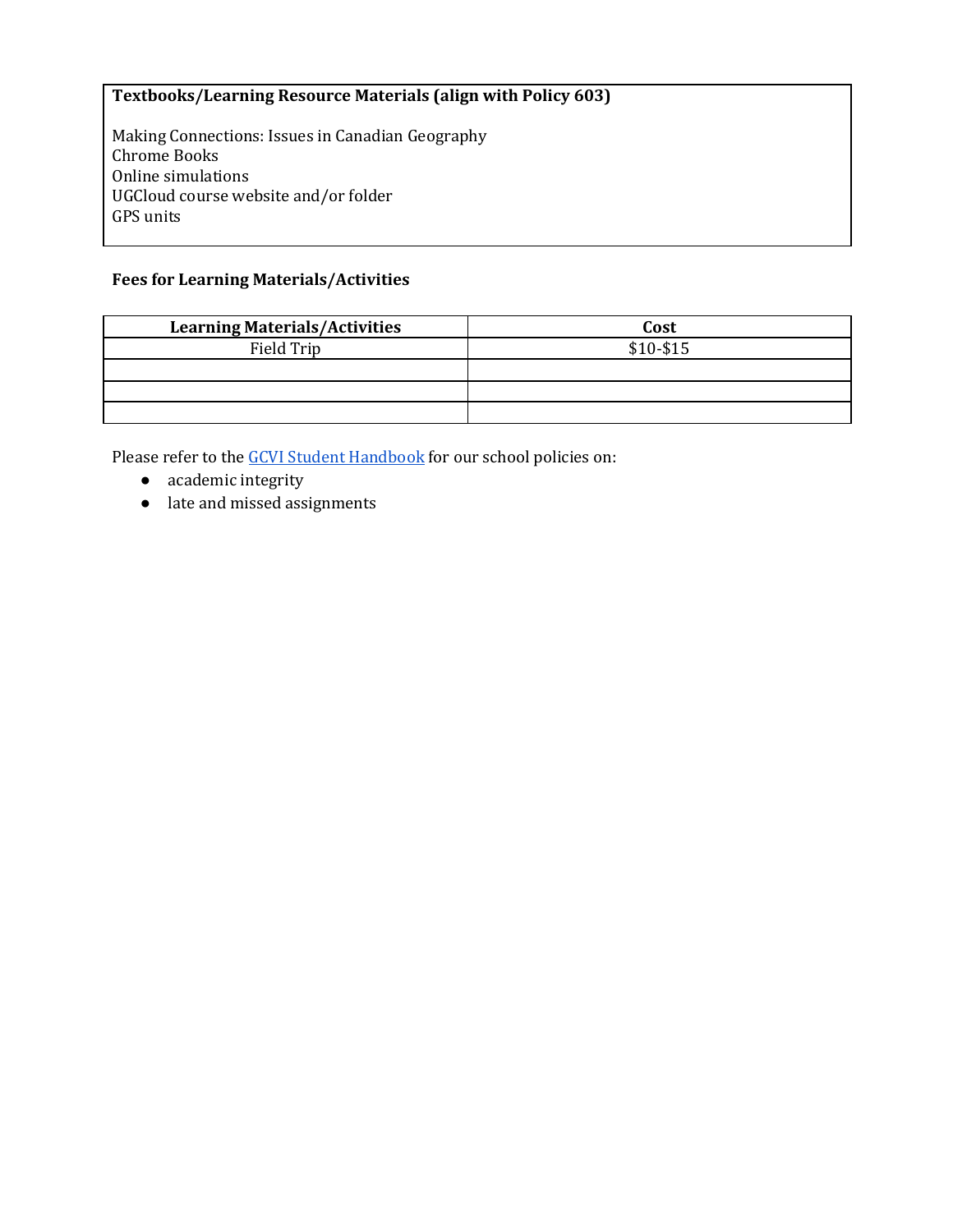**Textbooks/Learning Resource Materials (align with Policy 603)**

Making Connections: Issues in Canadian Geography
Chrome Books
Online simulations
UGCloud course website and/or folder
GPS units

**Fees for Learning Materials/Activities**

| Learning Materials/Activities | Cost |
|---|---|
| Field Trip | $10-$15 |
| | |
| | |
| | |

Please refer to the [GCVI Student Handbook]() for our school policies on:

- academic integrity
- late and missed assignments